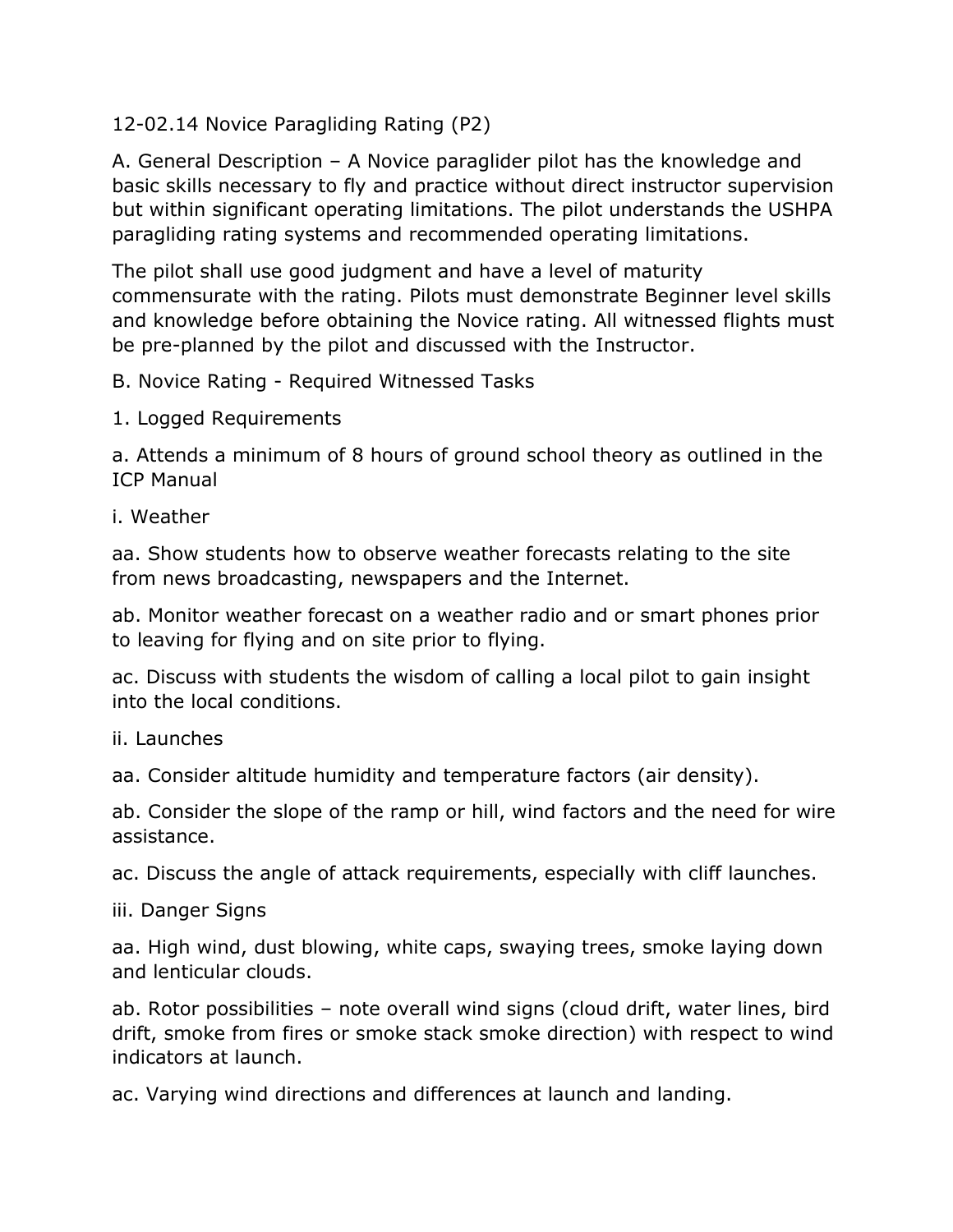# 12-02.14 Novice Paragliding Rating (P2)

A. General Description – A Novice paraglider pilot has the knowledge and basic skills necessary to fly and practice without direct instructor supervision but within significant operating limitations. The pilot understands the USHPA paragliding rating systems and recommended operating limitations.

The pilot shall use good judgment and have a level of maturity commensurate with the rating. Pilots must demonstrate Beginner level skills and knowledge before obtaining the Novice rating. All witnessed flights must be pre-planned by the pilot and discussed with the Instructor.

B. Novice Rating - Required Witnessed Tasks

1. Logged Requirements

a. Attends a minimum of 8 hours of ground school theory as outlined in the ICP Manual

i. Weather

aa. Show students how to observe weather forecasts relating to the site from news broadcasting, newspapers and the Internet.

ab. Monitor weather forecast on a weather radio and or smart phones prior to leaving for flying and on site prior to flying.

ac. Discuss with students the wisdom of calling a local pilot to gain insight into the local conditions.

ii. Launches

aa. Consider altitude humidity and temperature factors (air density).

ab. Consider the slope of the ramp or hill, wind factors and the need for wire assistance.

ac. Discuss the angle of attack requirements, especially with cliff launches.

iii. Danger Signs

aa. High wind, dust blowing, white caps, swaying trees, smoke laying down and lenticular clouds.

ab. Rotor possibilities – note overall wind signs (cloud drift, water lines, bird drift, smoke from fires or smoke stack smoke direction) with respect to wind indicators at launch.

ac. Varying wind directions and differences at launch and landing.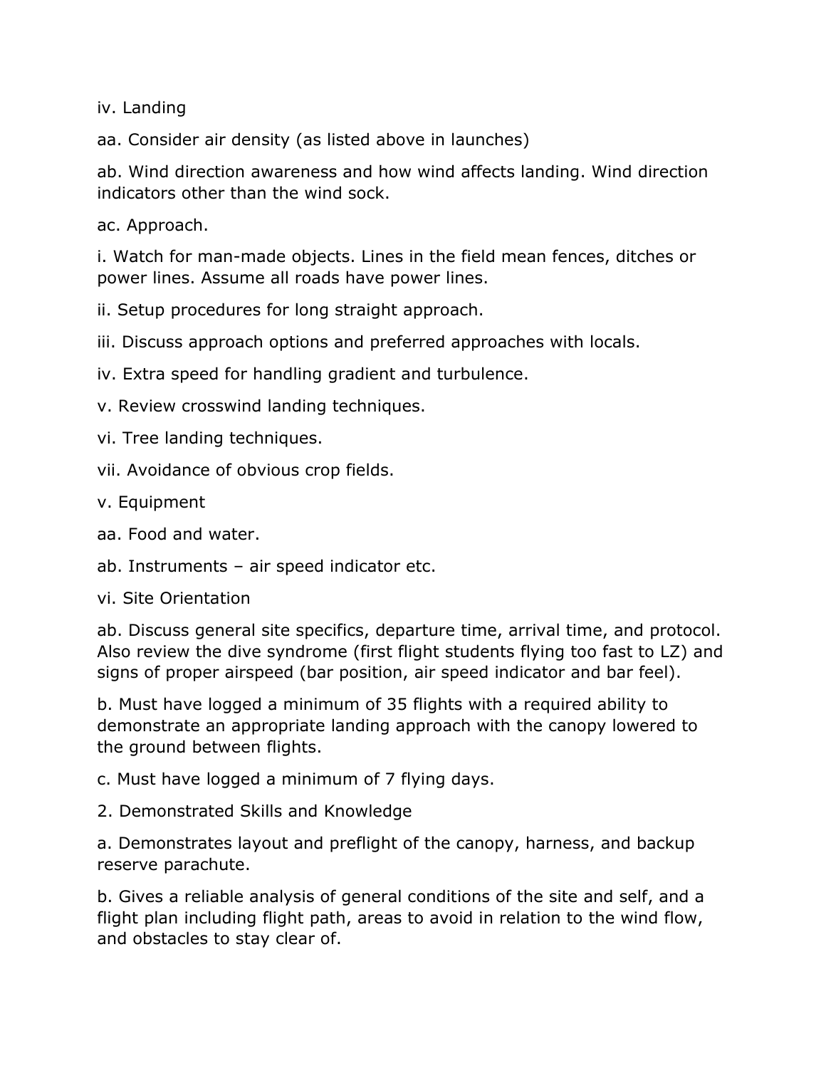iv. Landing

aa. Consider air density (as listed above in launches)

ab. Wind direction awareness and how wind affects landing. Wind direction indicators other than the wind sock.

ac. Approach.

i. Watch for man-made objects. Lines in the field mean fences, ditches or power lines. Assume all roads have power lines.

ii. Setup procedures for long straight approach.

iii. Discuss approach options and preferred approaches with locals.

iv. Extra speed for handling gradient and turbulence.

v. Review crosswind landing techniques.

vi. Tree landing techniques.

vii. Avoidance of obvious crop fields.

v. Equipment

aa. Food and water.

ab. Instruments – air speed indicator etc.

vi. Site Orientation

ab. Discuss general site specifics, departure time, arrival time, and protocol. Also review the dive syndrome (first flight students flying too fast to LZ) and signs of proper airspeed (bar position, air speed indicator and bar feel).

b. Must have logged a minimum of 35 flights with a required ability to demonstrate an appropriate landing approach with the canopy lowered to the ground between flights.

c. Must have logged a minimum of 7 flying days.

2. Demonstrated Skills and Knowledge

a. Demonstrates layout and preflight of the canopy, harness, and backup reserve parachute.

b. Gives a reliable analysis of general conditions of the site and self, and a flight plan including flight path, areas to avoid in relation to the wind flow, and obstacles to stay clear of.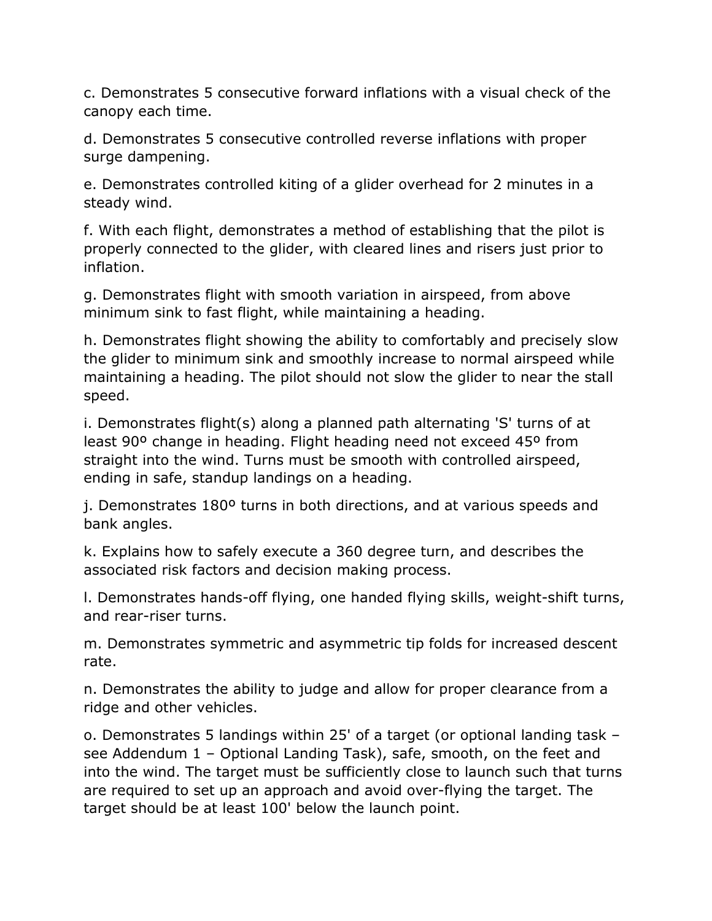c. Demonstrates 5 consecutive forward inflations with a visual check of the canopy each time.

d. Demonstrates 5 consecutive controlled reverse inflations with proper surge dampening.

e. Demonstrates controlled kiting of a glider overhead for 2 minutes in a steady wind.

f. With each flight, demonstrates a method of establishing that the pilot is properly connected to the glider, with cleared lines and risers just prior to inflation.

g. Demonstrates flight with smooth variation in airspeed, from above minimum sink to fast flight, while maintaining a heading.

h. Demonstrates flight showing the ability to comfortably and precisely slow the glider to minimum sink and smoothly increase to normal airspeed while maintaining a heading. The pilot should not slow the glider to near the stall speed.

i. Demonstrates flight(s) along a planned path alternating 'S' turns of at least 90º change in heading. Flight heading need not exceed 45º from straight into the wind. Turns must be smooth with controlled airspeed, ending in safe, standup landings on a heading.

j. Demonstrates 180º turns in both directions, and at various speeds and bank angles.

k. Explains how to safely execute a 360 degree turn, and describes the associated risk factors and decision making process.

l. Demonstrates hands-off flying, one handed flying skills, weight-shift turns, and rear-riser turns.

m. Demonstrates symmetric and asymmetric tip folds for increased descent rate.

n. Demonstrates the ability to judge and allow for proper clearance from a ridge and other vehicles.

o. Demonstrates 5 landings within 25' of a target (or optional landing task – see Addendum 1 – Optional Landing Task), safe, smooth, on the feet and into the wind. The target must be sufficiently close to launch such that turns are required to set up an approach and avoid over-flying the target. The target should be at least 100' below the launch point.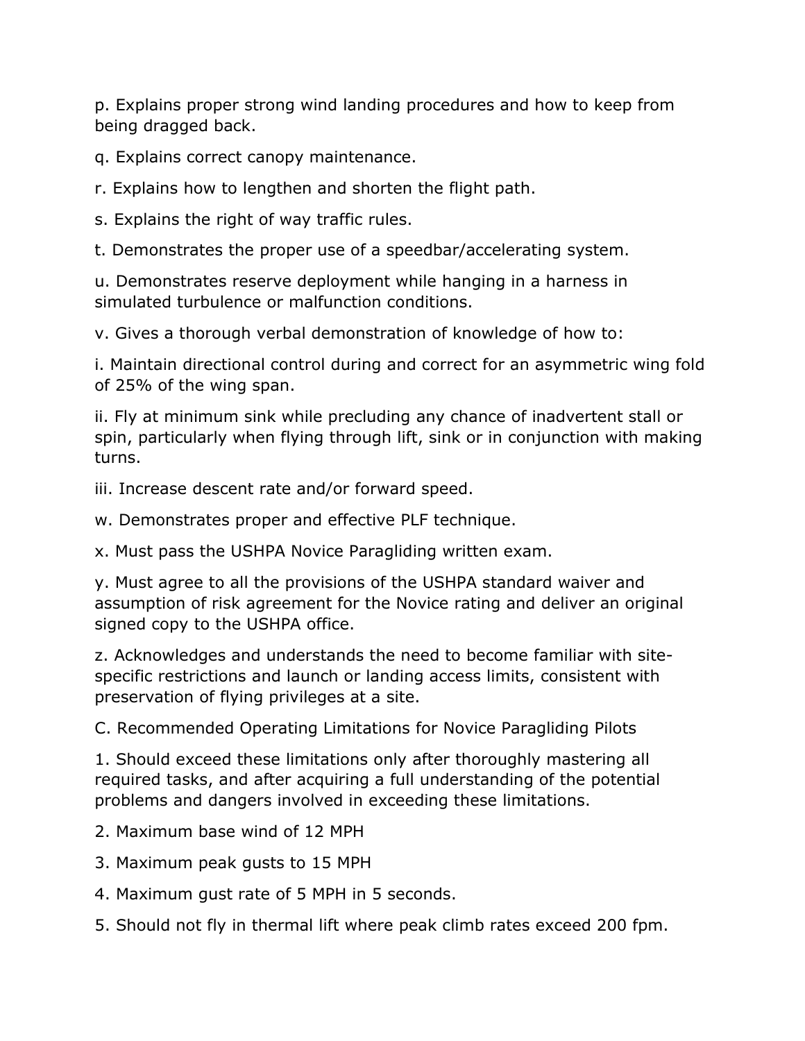p. Explains proper strong wind landing procedures and how to keep from being dragged back.

q. Explains correct canopy maintenance.

r. Explains how to lengthen and shorten the flight path.

s. Explains the right of way traffic rules.

t. Demonstrates the proper use of a speedbar/accelerating system.

u. Demonstrates reserve deployment while hanging in a harness in simulated turbulence or malfunction conditions.

v. Gives a thorough verbal demonstration of knowledge of how to:

i. Maintain directional control during and correct for an asymmetric wing fold of 25% of the wing span.

ii. Fly at minimum sink while precluding any chance of inadvertent stall or spin, particularly when flying through lift, sink or in conjunction with making turns.

iii. Increase descent rate and/or forward speed.

w. Demonstrates proper and effective PLF technique.

x. Must pass the USHPA Novice Paragliding written exam.

y. Must agree to all the provisions of the USHPA standard waiver and assumption of risk agreement for the Novice rating and deliver an original signed copy to the USHPA office.

z. Acknowledges and understands the need to become familiar with site-specific restrictions and launch or landing access limits, consistent with preservation of flying privileges at a site.

C. Recommended Operating Limitations for Novice Paragliding Pilots

1. Should exceed these limitations only after thoroughly mastering all required tasks, and after acquiring a full understanding of the potential problems and dangers involved in exceeding these limitations.

2. Maximum base wind of 12 MPH

3. Maximum peak gusts to 15 MPH

4. Maximum gust rate of 5 MPH in 5 seconds.

5. Should not fly in thermal lift where peak climb rates exceed 200 fpm.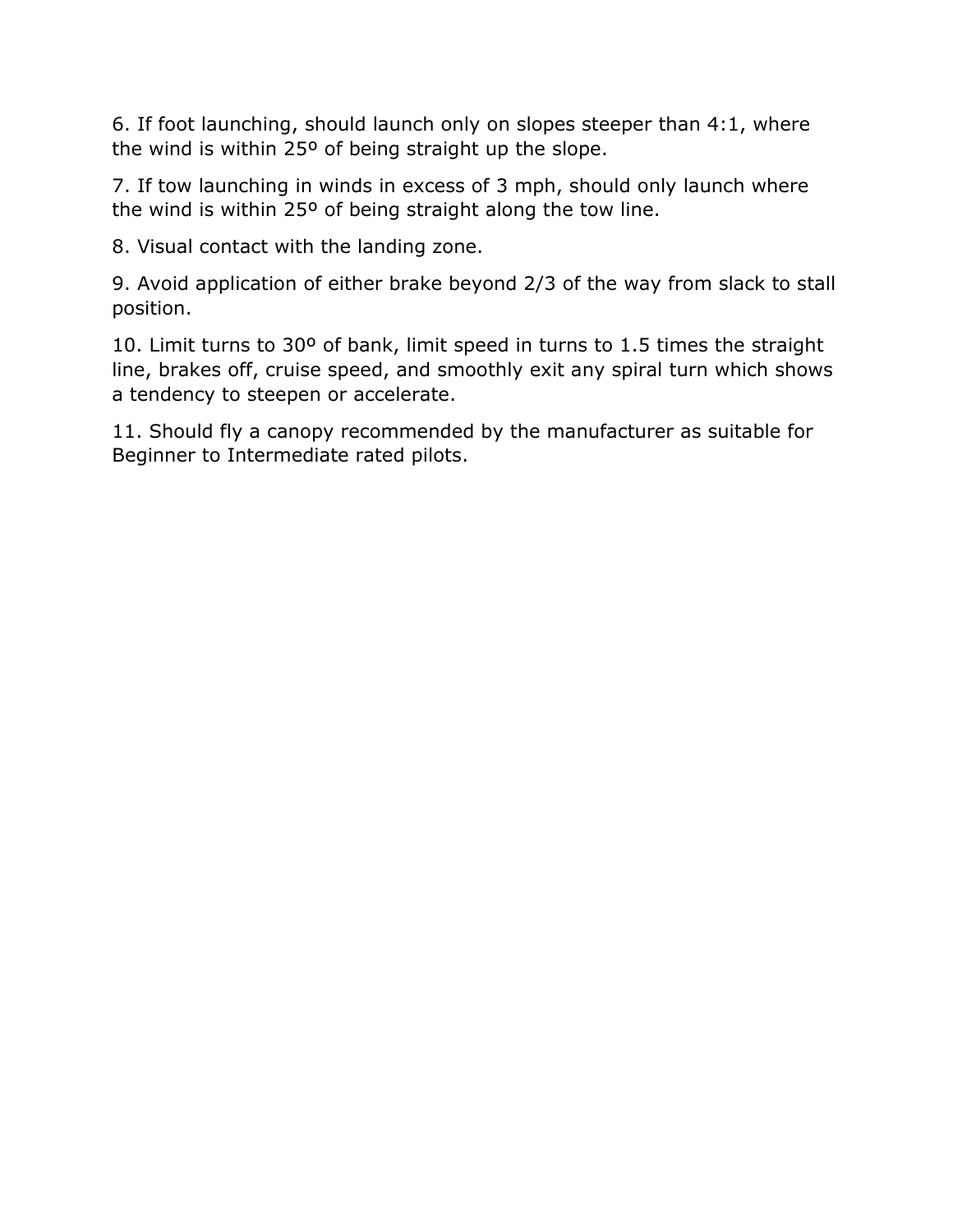6. If foot launching, should launch only on slopes steeper than 4:1, where the wind is within 25º of being straight up the slope.

7. If tow launching in winds in excess of 3 mph, should only launch where the wind is within 25º of being straight along the tow line.

8. Visual contact with the landing zone.

9. Avoid application of either brake beyond 2/3 of the way from slack to stall position.

10. Limit turns to 30º of bank, limit speed in turns to 1.5 times the straight line, brakes off, cruise speed, and smoothly exit any spiral turn which shows a tendency to steepen or accelerate.

11. Should fly a canopy recommended by the manufacturer as suitable for Beginner to Intermediate rated pilots.